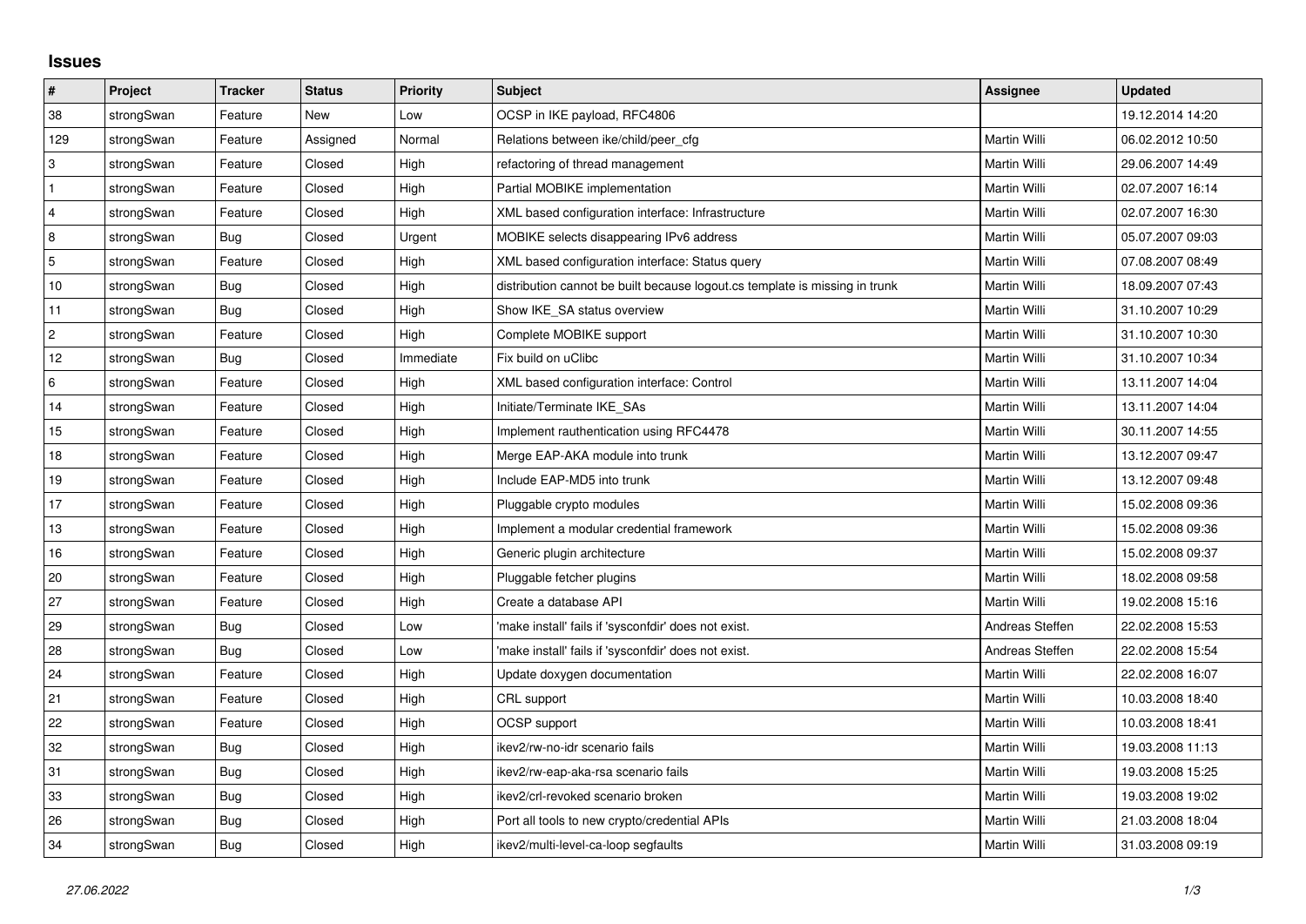## Issues

| # | Project | Tracker | Status | Priority | Subject | Assignee | Updated |
|---|---|---|---|---|---|---|---|
| 38 | strongSwan | Feature | New | Low | OCSP in IKE payload, RFC4806 | | 19.12.2014 14:20 |
| 129 | strongSwan | Feature | Assigned | Normal | Relations between ike/child/peer_cfg | Martin Willi | 06.02.2012 10:50 |
| 3 | strongSwan | Feature | Closed | High | refactoring of thread management | Martin Willi | 29.06.2007 14:49 |
| 1 | strongSwan | Feature | Closed | High | Partial MOBIKE implementation | Martin Willi | 02.07.2007 16:14 |
| 4 | strongSwan | Feature | Closed | High | XML based configuration interface: Infrastructure | Martin Willi | 02.07.2007 16:30 |
| 8 | strongSwan | Bug | Closed | Urgent | MOBIKE selects disappearing IPv6 address | Martin Willi | 05.07.2007 09:03 |
| 5 | strongSwan | Feature | Closed | High | XML based configuration interface: Status query | Martin Willi | 07.08.2007 08:49 |
| 10 | strongSwan | Bug | Closed | High | distribution cannot be built because logout.cs template is missing in trunk | Martin Willi | 18.09.2007 07:43 |
| 11 | strongSwan | Bug | Closed | High | Show IKE_SA status overview | Martin Willi | 31.10.2007 10:29 |
| 2 | strongSwan | Feature | Closed | High | Complete MOBIKE support | Martin Willi | 31.10.2007 10:30 |
| 12 | strongSwan | Bug | Closed | Immediate | Fix build on uClibc | Martin Willi | 31.10.2007 10:34 |
| 6 | strongSwan | Feature | Closed | High | XML based configuration interface: Control | Martin Willi | 13.11.2007 14:04 |
| 14 | strongSwan | Feature | Closed | High | Initiate/Terminate IKE_SAs | Martin Willi | 13.11.2007 14:04 |
| 15 | strongSwan | Feature | Closed | High | Implement rauthentication using RFC4478 | Martin Willi | 30.11.2007 14:55 |
| 18 | strongSwan | Feature | Closed | High | Merge EAP-AKA module into trunk | Martin Willi | 13.12.2007 09:47 |
| 19 | strongSwan | Feature | Closed | High | Include EAP-MD5 into trunk | Martin Willi | 13.12.2007 09:48 |
| 17 | strongSwan | Feature | Closed | High | Pluggable crypto modules | Martin Willi | 15.02.2008 09:36 |
| 13 | strongSwan | Feature | Closed | High | Implement a modular credential framework | Martin Willi | 15.02.2008 09:36 |
| 16 | strongSwan | Feature | Closed | High | Generic plugin architecture | Martin Willi | 15.02.2008 09:37 |
| 20 | strongSwan | Feature | Closed | High | Pluggable fetcher plugins | Martin Willi | 18.02.2008 09:58 |
| 27 | strongSwan | Feature | Closed | High | Create a database API | Martin Willi | 19.02.2008 15:16 |
| 29 | strongSwan | Bug | Closed | Low | 'make install' fails if 'sysconfdir' does not exist. | Andreas Steffen | 22.02.2008 15:53 |
| 28 | strongSwan | Bug | Closed | Low | 'make install' fails if 'sysconfdir' does not exist. | Andreas Steffen | 22.02.2008 15:54 |
| 24 | strongSwan | Feature | Closed | High | Update doxygen documentation | Martin Willi | 22.02.2008 16:07 |
| 21 | strongSwan | Feature | Closed | High | CRL support | Martin Willi | 10.03.2008 18:40 |
| 22 | strongSwan | Feature | Closed | High | OCSP support | Martin Willi | 10.03.2008 18:41 |
| 32 | strongSwan | Bug | Closed | High | ikev2/rw-no-idr scenario fails | Martin Willi | 19.03.2008 11:13 |
| 31 | strongSwan | Bug | Closed | High | ikev2/rw-eap-aka-rsa scenario fails | Martin Willi | 19.03.2008 15:25 |
| 33 | strongSwan | Bug | Closed | High | ikev2/crl-revoked scenario broken | Martin Willi | 19.03.2008 19:02 |
| 26 | strongSwan | Bug | Closed | High | Port all tools to new crypto/credential APIs | Martin Willi | 21.03.2008 18:04 |
| 34 | strongSwan | Bug | Closed | High | ikev2/multi-level-ca-loop segfaults | Martin Willi | 31.03.2008 09:19 |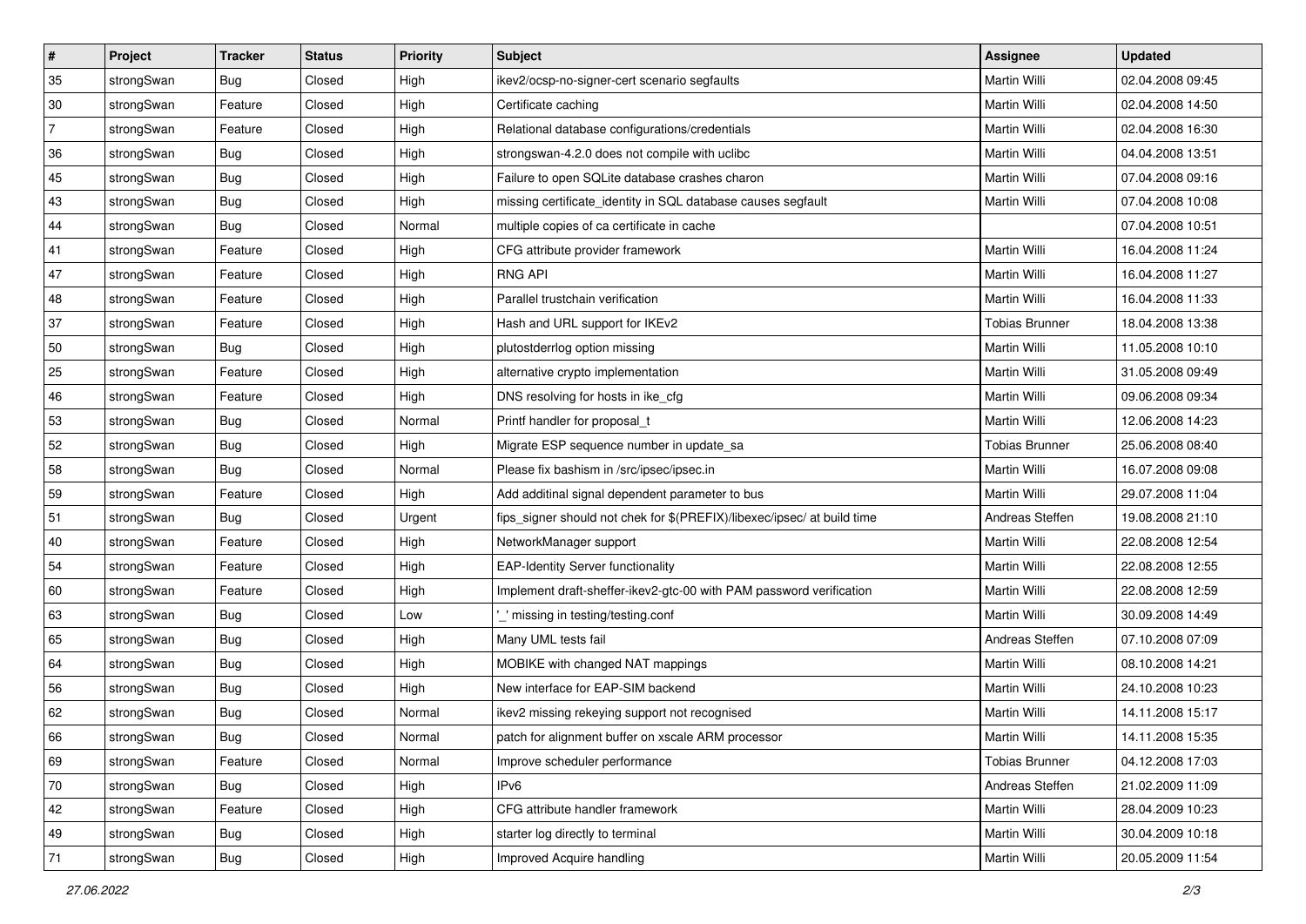| # | Project | Tracker | Status | Priority | Subject | Assignee | Updated |
|---|---|---|---|---|---|---|---|
| 35 | strongSwan | Bug | Closed | High | ikev2/ocsp-no-signer-cert scenario segfaults | Martin Willi | 02.04.2008 09:45 |
| 30 | strongSwan | Feature | Closed | High | Certificate caching | Martin Willi | 02.04.2008 14:50 |
| 7 | strongSwan | Feature | Closed | High | Relational database configurations/credentials | Martin Willi | 02.04.2008 16:30 |
| 36 | strongSwan | Bug | Closed | High | strongswan-4.2.0 does not compile with uclibc | Martin Willi | 04.04.2008 13:51 |
| 45 | strongSwan | Bug | Closed | High | Failure to open SQLite database crashes charon | Martin Willi | 07.04.2008 09:16 |
| 43 | strongSwan | Bug | Closed | High | missing certificate_identity in SQL database causes segfault | Martin Willi | 07.04.2008 10:08 |
| 44 | strongSwan | Bug | Closed | Normal | multiple copies of ca certificate in cache | | 07.04.2008 10:51 |
| 41 | strongSwan | Feature | Closed | High | CFG attribute provider framework | Martin Willi | 16.04.2008 11:24 |
| 47 | strongSwan | Feature | Closed | High | RNG API | Martin Willi | 16.04.2008 11:27 |
| 48 | strongSwan | Feature | Closed | High | Parallel trustchain verification | Martin Willi | 16.04.2008 11:33 |
| 37 | strongSwan | Feature | Closed | High | Hash and URL support for IKEv2 | Tobias Brunner | 18.04.2008 13:38 |
| 50 | strongSwan | Bug | Closed | High | plutostderrlog option missing | Martin Willi | 11.05.2008 10:10 |
| 25 | strongSwan | Feature | Closed | High | alternative crypto implementation | Martin Willi | 31.05.2008 09:49 |
| 46 | strongSwan | Feature | Closed | High | DNS resolving for hosts in ike_cfg | Martin Willi | 09.06.2008 09:34 |
| 53 | strongSwan | Bug | Closed | Normal | Printf handler for proposal_t | Martin Willi | 12.06.2008 14:23 |
| 52 | strongSwan | Bug | Closed | High | Migrate ESP sequence number in update_sa | Tobias Brunner | 25.06.2008 08:40 |
| 58 | strongSwan | Bug | Closed | Normal | Please fix bashism in /src/ipsec/ipsec.in | Martin Willi | 16.07.2008 09:08 |
| 59 | strongSwan | Feature | Closed | High | Add additinal signal dependent parameter to bus | Martin Willi | 29.07.2008 11:04 |
| 51 | strongSwan | Bug | Closed | Urgent | fips_signer should not chek for $(PREFIX)/libexec/ipsec/ at build time | Andreas Steffen | 19.08.2008 21:10 |
| 40 | strongSwan | Feature | Closed | High | NetworkManager support | Martin Willi | 22.08.2008 12:54 |
| 54 | strongSwan | Feature | Closed | High | EAP-Identity Server functionality | Martin Willi | 22.08.2008 12:55 |
| 60 | strongSwan | Feature | Closed | High | Implement draft-sheffer-ikev2-gtc-00 with PAM password verification | Martin Willi | 22.08.2008 12:59 |
| 63 | strongSwan | Bug | Closed | Low | '_' missing in testing/testing.conf | Martin Willi | 30.09.2008 14:49 |
| 65 | strongSwan | Bug | Closed | High | Many UML tests fail | Andreas Steffen | 07.10.2008 07:09 |
| 64 | strongSwan | Bug | Closed | High | MOBIKE with changed NAT mappings | Martin Willi | 08.10.2008 14:21 |
| 56 | strongSwan | Bug | Closed | High | New interface for EAP-SIM backend | Martin Willi | 24.10.2008 10:23 |
| 62 | strongSwan | Bug | Closed | Normal | ikev2 missing rekeying support not recognised | Martin Willi | 14.11.2008 15:17 |
| 66 | strongSwan | Bug | Closed | Normal | patch for alignment buffer on xscale ARM processor | Martin Willi | 14.11.2008 15:35 |
| 69 | strongSwan | Feature | Closed | Normal | Improve scheduler performance | Tobias Brunner | 04.12.2008 17:03 |
| 70 | strongSwan | Bug | Closed | High | IPv6 | Andreas Steffen | 21.02.2009 11:09 |
| 42 | strongSwan | Feature | Closed | High | CFG attribute handler framework | Martin Willi | 28.04.2009 10:23 |
| 49 | strongSwan | Bug | Closed | High | starter log directly to terminal | Martin Willi | 30.04.2009 10:18 |
| 71 | strongSwan | Bug | Closed | High | Improved Acquire handling | Martin Willi | 20.05.2009 11:54 |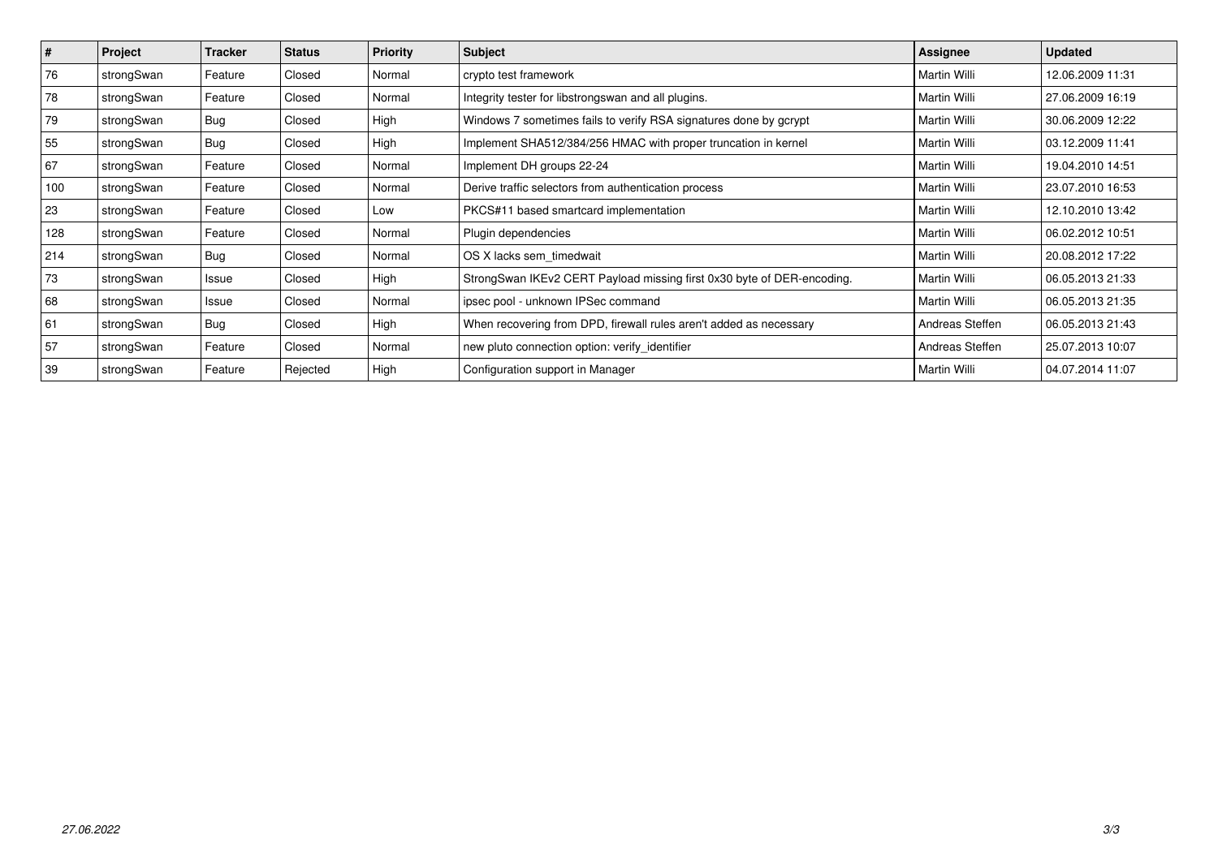| # | Project | Tracker | Status | Priority | Subject | Assignee | Updated |
| --- | --- | --- | --- | --- | --- | --- | --- |
| 76 | strongSwan | Feature | Closed | Normal | crypto test framework | Martin Willi | 12.06.2009 11:31 |
| 78 | strongSwan | Feature | Closed | Normal | Integrity tester for libstrongswan and all plugins. | Martin Willi | 27.06.2009 16:19 |
| 79 | strongSwan | Bug | Closed | High | Windows 7 sometimes fails to verify RSA signatures done by gcrypt | Martin Willi | 30.06.2009 12:22 |
| 55 | strongSwan | Bug | Closed | High | Implement SHA512/384/256 HMAC with proper truncation in kernel | Martin Willi | 03.12.2009 11:41 |
| 67 | strongSwan | Feature | Closed | Normal | Implement DH groups 22-24 | Martin Willi | 19.04.2010 14:51 |
| 100 | strongSwan | Feature | Closed | Normal | Derive traffic selectors from authentication process | Martin Willi | 23.07.2010 16:53 |
| 23 | strongSwan | Feature | Closed | Low | PKCS#11 based smartcard implementation | Martin Willi | 12.10.2010 13:42 |
| 128 | strongSwan | Feature | Closed | Normal | Plugin dependencies | Martin Willi | 06.02.2012 10:51 |
| 214 | strongSwan | Bug | Closed | Normal | OS X lacks sem_timedwait | Martin Willi | 20.08.2012 17:22 |
| 73 | strongSwan | Issue | Closed | High | StrongSwan IKEv2 CERT Payload missing first 0x30 byte of DER-encoding. | Martin Willi | 06.05.2013 21:33 |
| 68 | strongSwan | Issue | Closed | Normal | ipsec pool - unknown IPSec command | Martin Willi | 06.05.2013 21:35 |
| 61 | strongSwan | Bug | Closed | High | When recovering from DPD, firewall rules aren't added as necessary | Andreas Steffen | 06.05.2013 21:43 |
| 57 | strongSwan | Feature | Closed | Normal | new pluto connection option: verify_identifier | Andreas Steffen | 25.07.2013 10:07 |
| 39 | strongSwan | Feature | Rejected | High | Configuration support in Manager | Martin Willi | 04.07.2014 11:07 |